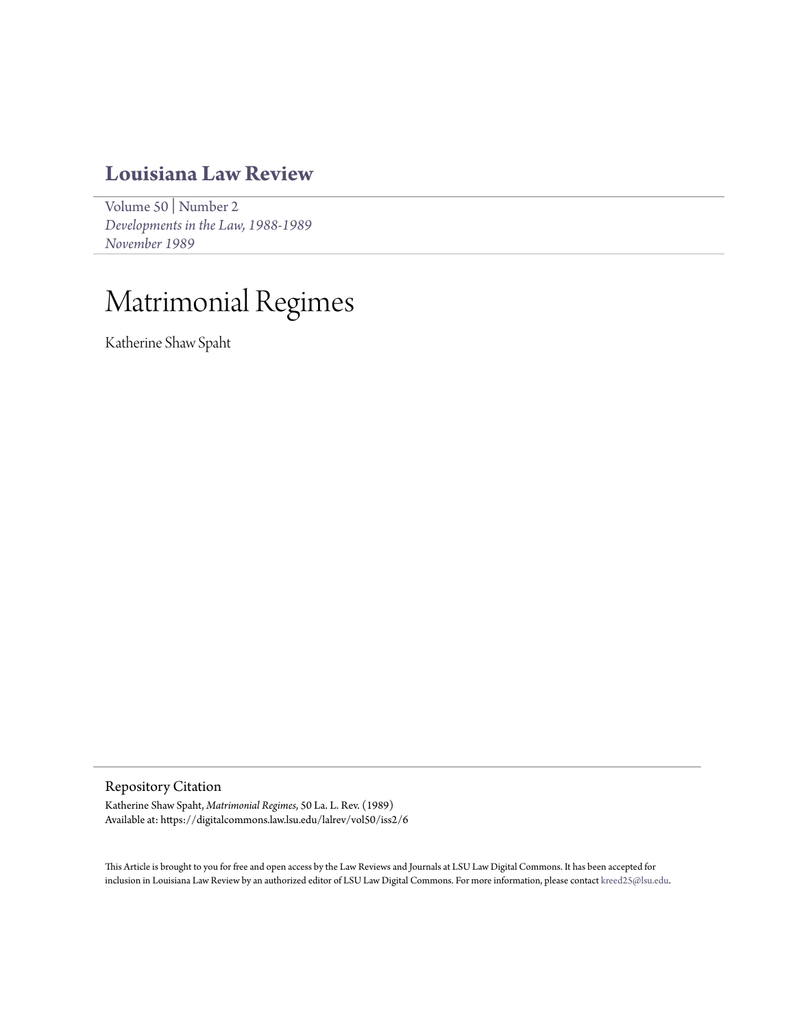# Louisiana Law Review

Volume 50 | Number 2
*Developments in the Law, 1988-1989*
*November 1989*

# Matrimonial Regimes

Katherine Shaw Spaht

## Repository Citation

Katherine Shaw Spaht, *Matrimonial Regimes*, 50 La. L. Rev. (1989)
Available at: https://digitalcommons.law.lsu.edu/lalrev/vol50/iss2/6

This Article is brought to you for free and open access by the Law Reviews and Journals at LSU Law Digital Commons. It has been accepted for inclusion in Louisiana Law Review by an authorized editor of LSU Law Digital Commons. For more information, please contact kreed25@lsu.edu.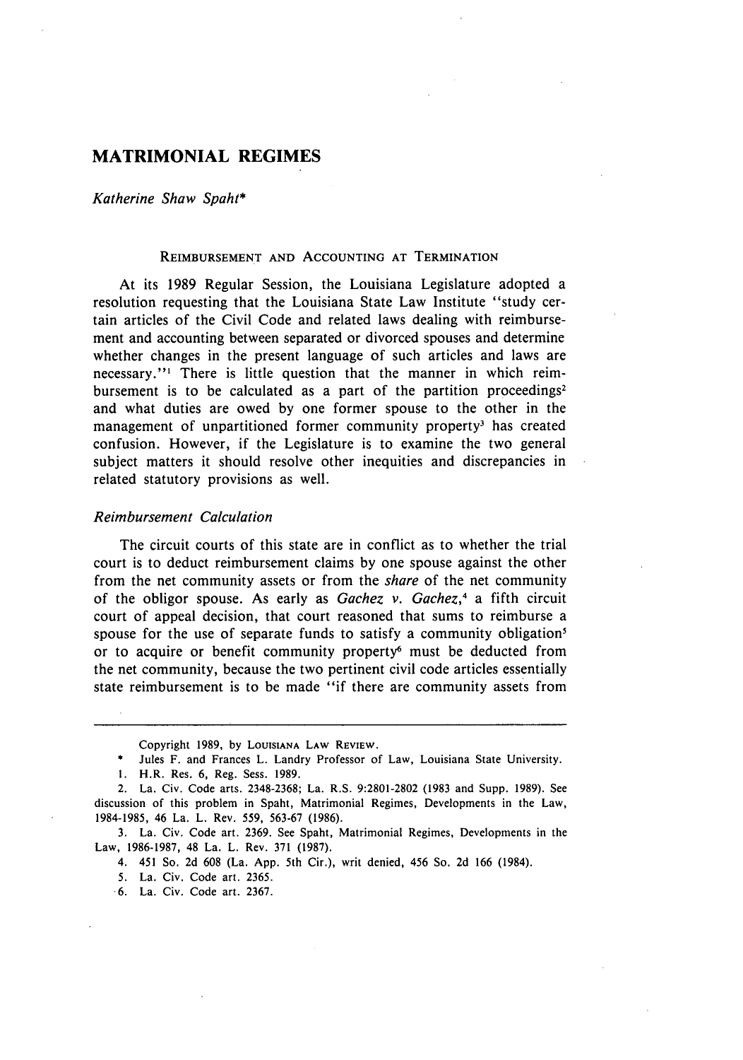# MATRIMONIAL REGIMES

*Katherine Shaw Spaht**

REIMBURSEMENT AND ACCOUNTING AT TERMINATION

At its 1989 Regular Session, the Louisiana Legislature adopted a resolution requesting that the Louisiana State Law Institute "study certain articles of the Civil Code and related laws dealing with reimbursement and accounting between separated or divorced spouses and determine whether changes in the present language of such articles and laws are necessary."[1] There is little question that the manner in which reimbursement is to be calculated as a part of the partition proceedings[2] and what duties are owed by one former spouse to the other in the management of unpartitioned former community property[3] has created confusion. However, if the Legislature is to examine the two general subject matters it should resolve other inequities and discrepancies in related statutory provisions as well.

### *Reimbursement Calculation*

The circuit courts of this state are in conflict as to whether the trial court is to deduct reimbursement claims by one spouse against the other from the net community assets or from the *share* of the net community of the obligor spouse. As early as *Gachez v. Gachez*,[4] a fifth circuit court of appeal decision, that court reasoned that sums to reimburse a spouse for the use of separate funds to satisfy a community obligation[5] or to acquire or benefit community property[6] must be deducted from the net community, because the two pertinent civil code articles essentially state reimbursement is to be made "if there are community assets from

---

Copyright 1989, by LOUISIANA LAW REVIEW.

\* Jules F. and Frances L. Landry Professor of Law, Louisiana State University.

1. H.R. Res. 6, Reg. Sess. 1989.

2. La. Civ. Code arts. 2348-2368; La. R.S. 9:2801-2802 (1983 and Supp. 1989). See discussion of this problem in Spaht, Matrimonial Regimes, Developments in the Law, 1984-1985, 46 La. L. Rev. 559, 563-67 (1986).

3. La. Civ. Code art. 2369. See Spaht, Matrimonial Regimes, Developments in the Law, 1986-1987, 48 La. L. Rev. 371 (1987).

4. 451 So. 2d 608 (La. App. 5th Cir.), writ denied, 456 So. 2d 166 (1984).

5. La. Civ. Code art. 2365.

6. La. Civ. Code art. 2367.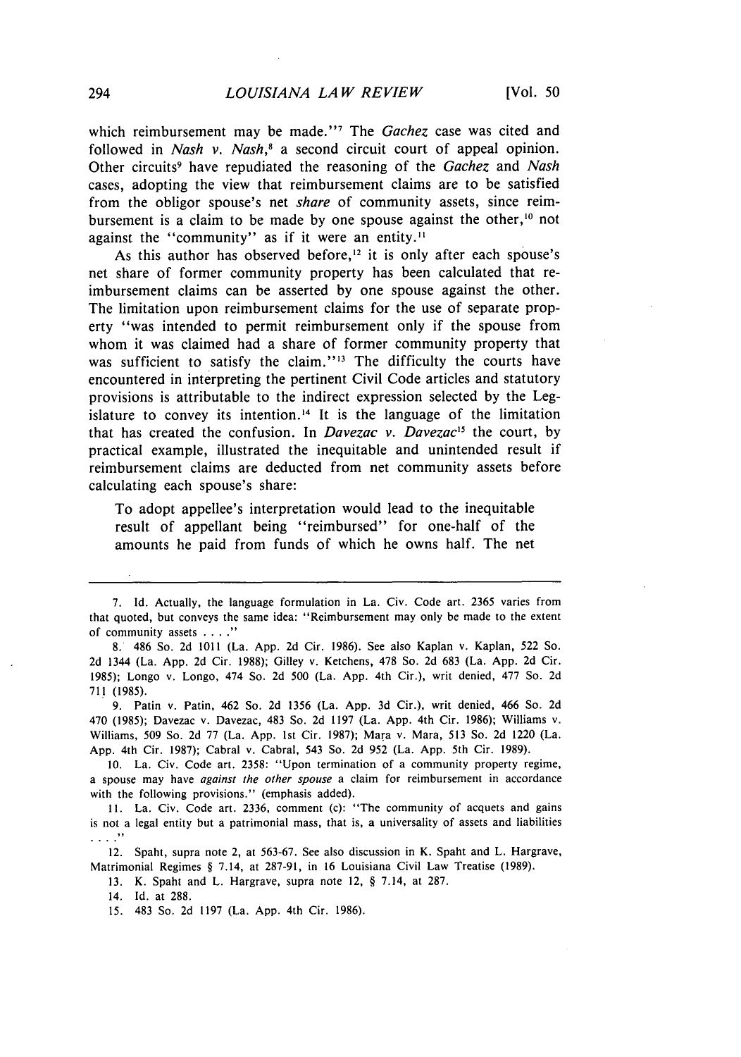which reimbursement may be made."[7] The *Gachez* case was cited and followed in *Nash v. Nash*,[8] a second circuit court of appeal opinion. Other circuits[9] have repudiated the reasoning of the *Gachez* and *Nash* cases, adopting the view that reimbursement claims are to be satisfied from the obligor spouse's net *share* of community assets, since reimbursement is a claim to be made by one spouse against the other,[10] not against the "community" as if it were an entity.[11]

As this author has observed before,[12] it is only after each spouse's net share of former community property has been calculated that reimbursement claims can be asserted by one spouse against the other. The limitation upon reimbursement claims for the use of separate property "was intended to permit reimbursement only if the spouse from whom it was claimed had a share of former community property that was sufficient to satisfy the claim."[13] The difficulty the courts have encountered in interpreting the pertinent Civil Code articles and statutory provisions is attributable to the indirect expression selected by the Legislature to convey its intention.[14] It is the language of the limitation that has created the confusion. In *Davezac v. Davezac*[15] the court, by practical example, illustrated the inequitable and unintended result if reimbursement claims are deducted from net community assets before calculating each spouse's share:

> To adopt appellee's interpretation would lead to the inequitable result of appellant being "reimbursed" for one-half of the amounts he paid from funds of which he owns half. The net

---

7. Id. Actually, the language formulation in La. Civ. Code art. 2365 varies from that quoted, but conveys the same idea: "Reimbursement may only be made to the extent of community assets . . . ."

8. 486 So. 2d 1011 (La. App. 2d Cir. 1986). See also Kaplan v. Kaplan, 522 So. 2d 1344 (La. App. 2d Cir. 1988); Gilley v. Ketchens, 478 So. 2d 683 (La. App. 2d Cir. 1985); Longo v. Longo, 474 So. 2d 500 (La. App. 4th Cir.), writ denied, 477 So. 2d 711 (1985).

9. Patin v. Patin, 462 So. 2d 1356 (La. App. 3d Cir.), writ denied, 466 So. 2d 470 (1985); Davezac v. Davezac, 483 So. 2d 1197 (La. App. 4th Cir. 1986); Williams v. Williams, 509 So. 2d 77 (La. App. 1st Cir. 1987); Mara v. Mara, 513 So. 2d 1220 (La. App. 4th Cir. 1987); Cabral v. Cabral, 543 So. 2d 952 (La. App. 5th Cir. 1989).

10. La. Civ. Code art. 2358: "Upon termination of a community property regime, a spouse may have *against the other spouse* a claim for reimbursement in accordance with the following provisions." (emphasis added).

11. La. Civ. Code art. 2336, comment (c): "The community of acquets and gains is not a legal entity but a patrimonial mass, that is, a universality of assets and liabilities . . . ."

12. Spaht, supra note 2, at 563-67. See also discussion in K. Spaht and L. Hargrave, Matrimonial Regimes § 7.14, at 287-91, in 16 Louisiana Civil Law Treatise (1989).

13. K. Spaht and L. Hargrave, supra note 12, § 7.14, at 287.

14. Id. at 288.

15. 483 So. 2d 1197 (La. App. 4th Cir. 1986).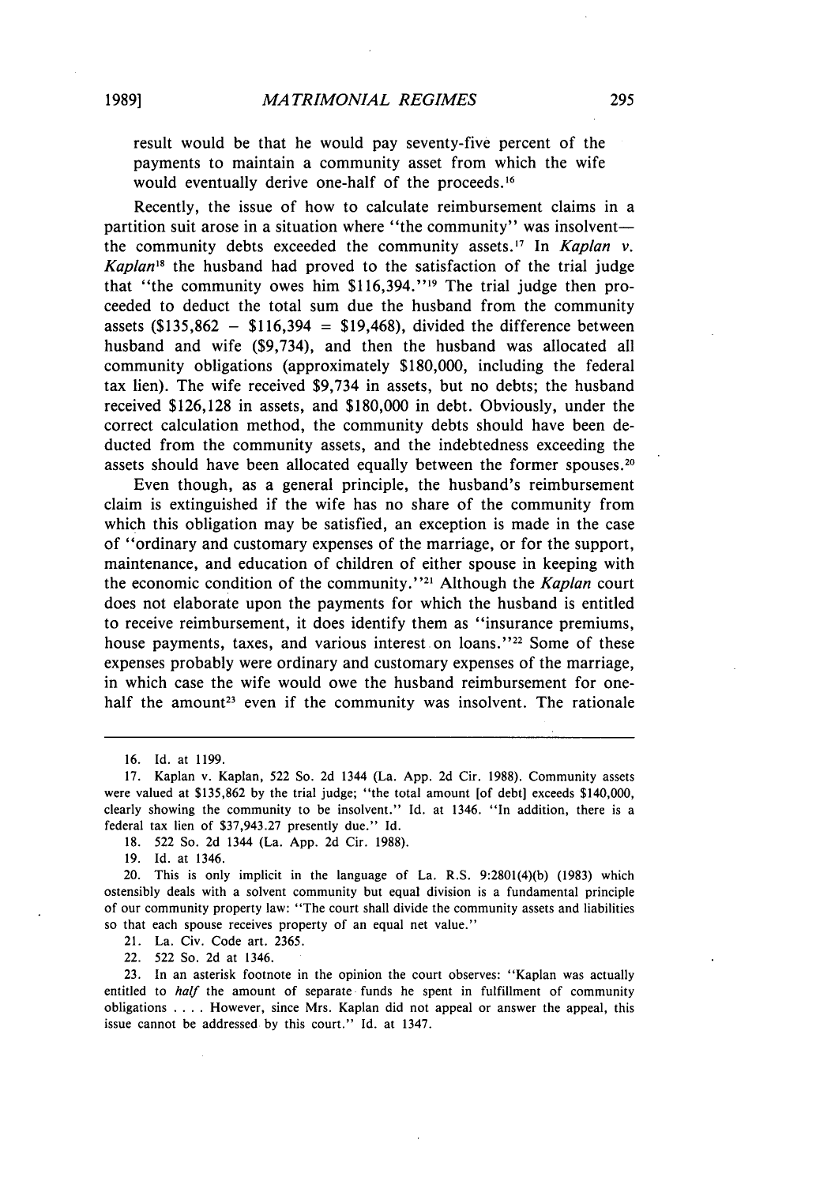result would be that he would pay seventy-five percent of the payments to maintain a community asset from which the wife would eventually derive one-half of the proceeds.[16]

Recently, the issue of how to calculate reimbursement claims in a partition suit arose in a situation where "the community" was insolvent—the community debts exceeded the community assets.[17] In *Kaplan v. Kaplan*[18] the husband had proved to the satisfaction of the trial judge that "the community owes him $116,394."[19] The trial judge then proceeded to deduct the total sum due the husband from the community assets ($135,862 − $116,394 = $19,468), divided the difference between husband and wife ($9,734), and then the husband was allocated all community obligations (approximately $180,000, including the federal tax lien). The wife received $9,734 in assets, but no debts; the husband received $126,128 in assets, and $180,000 in debt. Obviously, under the correct calculation method, the community debts should have been deducted from the community assets, and the indebtedness exceeding the assets should have been allocated equally between the former spouses.[20]

Even though, as a general principle, the husband's reimbursement claim is extinguished if the wife has no share of the community from which this obligation may be satisfied, an exception is made in the case of "ordinary and customary expenses of the marriage, or for the support, maintenance, and education of children of either spouse in keeping with the economic condition of the community."[21] Although the *Kaplan* court does not elaborate upon the payments for which the husband is entitled to receive reimbursement, it does identify them as "insurance premiums, house payments, taxes, and various interest on loans."[22] Some of these expenses probably were ordinary and customary expenses of the marriage, in which case the wife would owe the husband reimbursement for one-half the amount[23] even if the community was insolvent. The rationale

---

16. Id. at 1199.

17. Kaplan v. Kaplan, 522 So. 2d 1344 (La. App. 2d Cir. 1988). Community assets were valued at $135,862 by the trial judge; "the total amount [of debt] exceeds $140,000, clearly showing the community to be insolvent." Id. at 1346. "In addition, there is a federal tax lien of $37,943.27 presently due." Id.

18. 522 So. 2d 1344 (La. App. 2d Cir. 1988).

19. Id. at 1346.

20. This is only implicit in the language of La. R.S. 9:2801(4)(b) (1983) which ostensibly deals with a solvent community but equal division is a fundamental principle of our community property law: "The court shall divide the community assets and liabilities so that each spouse receives property of an equal net value."

21. La. Civ. Code art. 2365.

22. 522 So. 2d at 1346.

23. In an asterisk footnote in the opinion the court observes: "Kaplan was actually entitled to *half* the amount of separate funds he spent in fulfillment of community obligations . . . . However, since Mrs. Kaplan did not appeal or answer the appeal, this issue cannot be addressed by this court." Id. at 1347.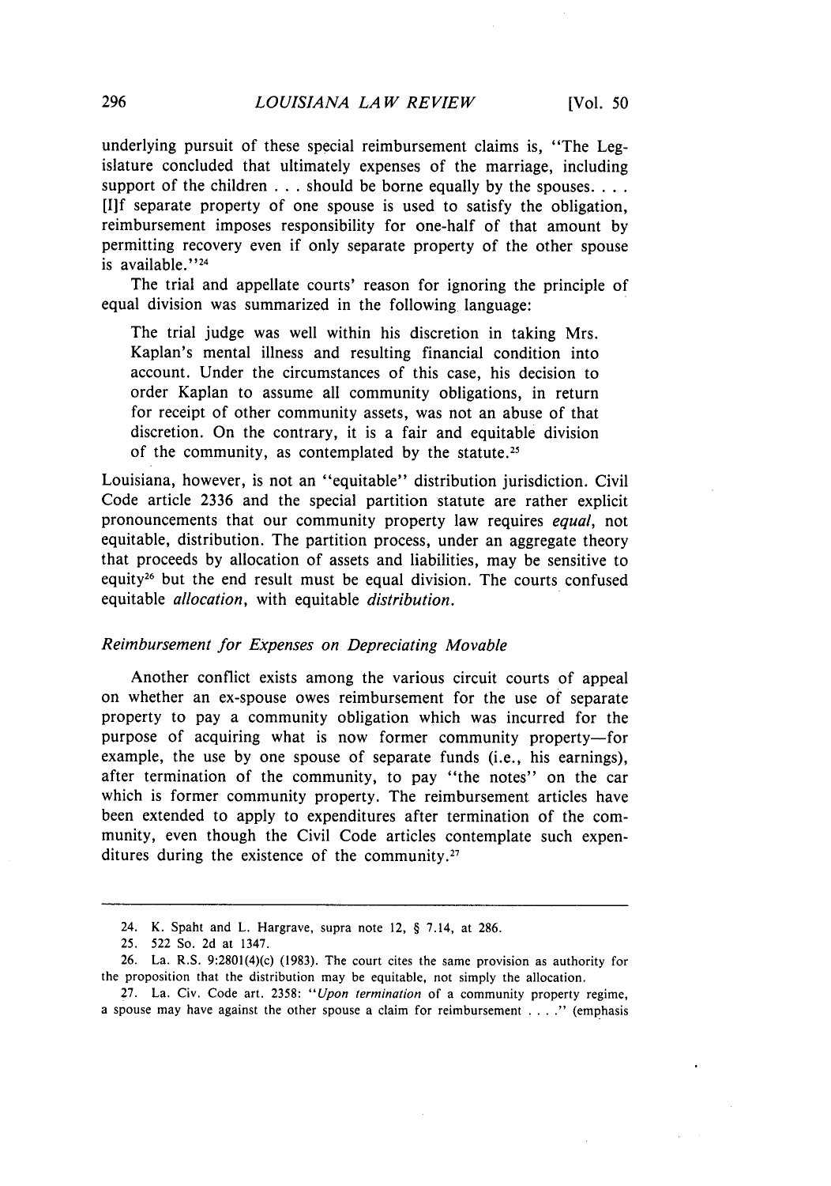underlying pursuit of these special reimbursement claims is, "The Legislature concluded that ultimately expenses of the marriage, including support of the children . . . should be borne equally by the spouses. . . . [I]f separate property of one spouse is used to satisfy the obligation, reimbursement imposes responsibility for one-half of that amount by permitting recovery even if only separate property of the other spouse is available."[24]

The trial and appellate courts' reason for ignoring the principle of equal division was summarized in the following language:

> The trial judge was well within his discretion in taking Mrs. Kaplan's mental illness and resulting financial condition into account. Under the circumstances of this case, his decision to order Kaplan to assume all community obligations, in return for receipt of other community assets, was not an abuse of that discretion. On the contrary, it is a fair and equitable division of the community, as contemplated by the statute.[25]

Louisiana, however, is not an "equitable" distribution jurisdiction. Civil Code article 2336 and the special partition statute are rather explicit pronouncements that our community property law requires *equal*, not equitable, distribution. The partition process, under an aggregate theory that proceeds by allocation of assets and liabilities, may be sensitive to equity[26] but the end result must be equal division. The courts confused equitable *allocation*, with equitable *distribution*.

### *Reimbursement for Expenses on Depreciating Movable*

Another conflict exists among the various circuit courts of appeal on whether an ex-spouse owes reimbursement for the use of separate property to pay a community obligation which was incurred for the purpose of acquiring what is now former community property—for example, the use by one spouse of separate funds (i.e., his earnings), after termination of the community, to pay "the notes" on the car which is former community property. The reimbursement articles have been extended to apply to expenditures after termination of the community, even though the Civil Code articles contemplate such expenditures during the existence of the community.[27]

---

24. K. Spaht and L. Hargrave, supra note 12, § 7.14, at 286.

25. 522 So. 2d at 1347.

26. La. R.S. 9:2801(4)(c) (1983). The court cites the same provision as authority for the proposition that the distribution may be equitable, not simply the allocation.

27. La. Civ. Code art. 2358: "*Upon termination* of a community property regime, a spouse may have against the other spouse a claim for reimbursement . . . ." (emphasis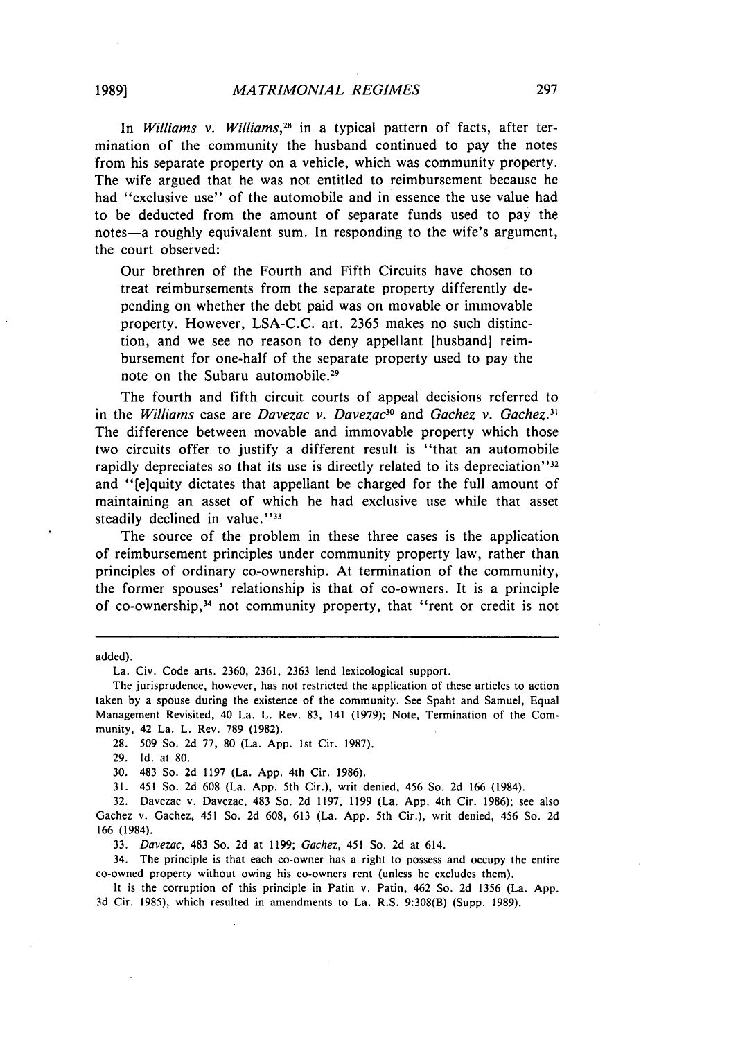In *Williams v. Williams*,[28] in a typical pattern of facts, after termination of the community the husband continued to pay the notes from his separate property on a vehicle, which was community property. The wife argued that he was not entitled to reimbursement because he had "exclusive use" of the automobile and in essence the use value had to be deducted from the amount of separate funds used to pay the notes—a roughly equivalent sum. In responding to the wife's argument, the court observed:

> Our brethren of the Fourth and Fifth Circuits have chosen to treat reimbursements from the separate property differently depending on whether the debt paid was on movable or immovable property. However, LSA-C.C. art. 2365 makes no such distinction, and we see no reason to deny appellant [husband] reimbursement for one-half of the separate property used to pay the note on the Subaru automobile.[29]

The fourth and fifth circuit courts of appeal decisions referred to in the *Williams* case are *Davezac v. Davezac*[30] and *Gachez v. Gachez*.[31] The difference between movable and immovable property which those two circuits offer to justify a different result is "that an automobile rapidly depreciates so that its use is directly related to its depreciation"[32] and "[e]quity dictates that appellant be charged for the full amount of maintaining an asset of which he had exclusive use while that asset steadily declined in value."[33]

The source of the problem in these three cases is the application of reimbursement principles under community property law, rather than principles of ordinary co-ownership. At termination of the community, the former spouses' relationship is that of co-owners. It is a principle of co-ownership,[34] not community property, that "rent or credit is not

---

added).

La. Civ. Code arts. 2360, 2361, 2363 lend lexicological support.

The jurisprudence, however, has not restricted the application of these articles to action taken by a spouse during the existence of the community. See Spaht and Samuel, Equal Management Revisited, 40 La. L. Rev. 83, 141 (1979); Note, Termination of the Community, 42 La. L. Rev. 789 (1982).

28. 509 So. 2d 77, 80 (La. App. 1st Cir. 1987).

29. Id. at 80.

30. 483 So. 2d 1197 (La. App. 4th Cir. 1986).

31. 451 So. 2d 608 (La. App. 5th Cir.), writ denied, 456 So. 2d 166 (1984).

32. Davezac v. Davezac, 483 So. 2d 1197, 1199 (La. App. 4th Cir. 1986); see also Gachez v. Gachez, 451 So. 2d 608, 613 (La. App. 5th Cir.), writ denied, 456 So. 2d 166 (1984).

33. *Davezac*, 483 So. 2d at 1199; *Gachez*, 451 So. 2d at 614.

34. The principle is that each co-owner has a right to possess and occupy the entire co-owned property without owing his co-owners rent (unless he excludes them).

It is the corruption of this principle in Patin v. Patin, 462 So. 2d 1356 (La. App. 3d Cir. 1985), which resulted in amendments to La. R.S. 9:308(B) (Supp. 1989).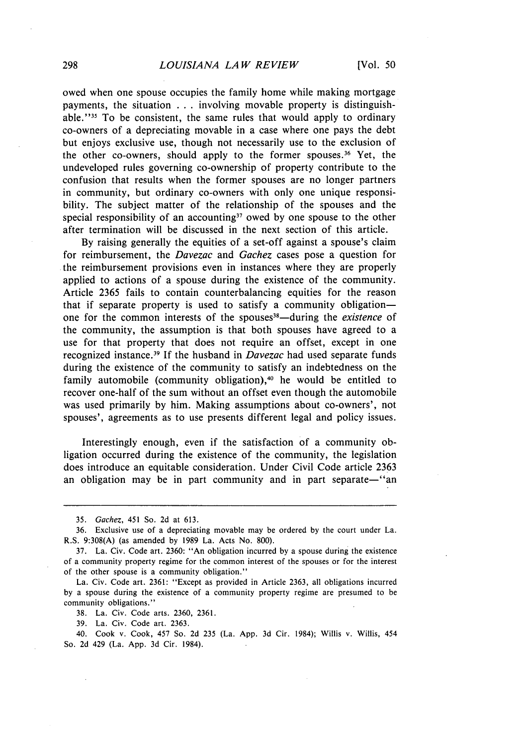owed when one spouse occupies the family home while making mortgage payments, the situation . . . involving movable property is distinguishable."[35] To be consistent, the same rules that would apply to ordinary co-owners of a depreciating movable in a case where one pays the debt but enjoys exclusive use, though not necessarily use to the exclusion of the other co-owners, should apply to the former spouses.[36] Yet, the undeveloped rules governing co-ownership of property contribute to the confusion that results when the former spouses are no longer partners in community, but ordinary co-owners with only one unique responsibility. The subject matter of the relationship of the spouses and the special responsibility of an accounting[37] owed by one spouse to the other after termination will be discussed in the next section of this article.

By raising generally the equities of a set-off against a spouse's claim for reimbursement, the *Davezac* and *Gachez* cases pose a question for the reimbursement provisions even in instances where they are properly applied to actions of a spouse during the existence of the community. Article 2365 fails to contain counterbalancing equities for the reason that if separate property is used to satisfy a community obligation—one for the common interests of the spouses[38]—during the *existence* of the community, the assumption is that both spouses have agreed to a use for that property that does not require an offset, except in one recognized instance.[39] If the husband in *Davezac* had used separate funds during the existence of the community to satisfy an indebtedness on the family automobile (community obligation),[40] he would be entitled to recover one-half of the sum without an offset even though the automobile was used primarily by him. Making assumptions about co-owners', not spouses', agreements as to use presents different legal and policy issues.

Interestingly enough, even if the satisfaction of a community obligation occurred during the existence of the community, the legislation does introduce an equitable consideration. Under Civil Code article 2363 an obligation may be in part community and in part separate—"an

---

35. *Gachez*, 451 So. 2d at 613.

36. Exclusive use of a depreciating movable may be ordered by the court under La. R.S. 9:308(A) (as amended by 1989 La. Acts No. 800).

37. La. Civ. Code art. 2360: "An obligation incurred by a spouse during the existence of a community property regime for the common interest of the spouses or for the interest of the other spouse is a community obligation."

La. Civ. Code art. 2361: "Except as provided in Article 2363, all obligations incurred by a spouse during the existence of a community property regime are presumed to be community obligations."

38. La. Civ. Code arts. 2360, 2361.

39. La. Civ. Code art. 2363.

40. Cook v. Cook, 457 So. 2d 235 (La. App. 3d Cir. 1984); Willis v. Willis, 454 So. 2d 429 (La. App. 3d Cir. 1984).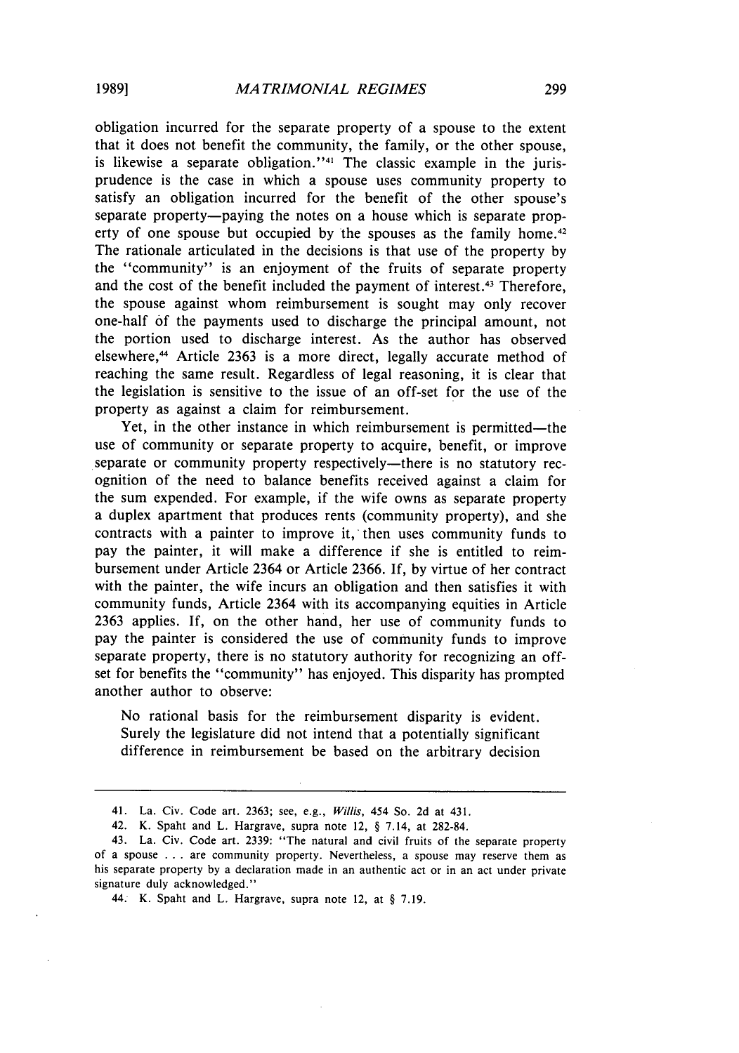obligation incurred for the separate property of a spouse to the extent that it does not benefit the community, the family, or the other spouse, is likewise a separate obligation."[41] The classic example in the jurisprudence is the case in which a spouse uses community property to satisfy an obligation incurred for the benefit of the other spouse's separate property—paying the notes on a house which is separate property of one spouse but occupied by the spouses as the family home.[42] The rationale articulated in the decisions is that use of the property by the "community" is an enjoyment of the fruits of separate property and the cost of the benefit included the payment of interest.[43] Therefore, the spouse against whom reimbursement is sought may only recover one-half of the payments used to discharge the principal amount, not the portion used to discharge interest. As the author has observed elsewhere,[44] Article 2363 is a more direct, legally accurate method of reaching the same result. Regardless of legal reasoning, it is clear that the legislation is sensitive to the issue of an off-set for the use of the property as against a claim for reimbursement.

Yet, in the other instance in which reimbursement is permitted—the use of community or separate property to acquire, benefit, or improve separate or community property respectively—there is no statutory recognition of the need to balance benefits received against a claim for the sum expended. For example, if the wife owns as separate property a duplex apartment that produces rents (community property), and she contracts with a painter to improve it, then uses community funds to pay the painter, it will make a difference if she is entitled to reimbursement under Article 2364 or Article 2366. If, by virtue of her contract with the painter, the wife incurs an obligation and then satisfies it with community funds, Article 2364 with its accompanying equities in Article 2363 applies. If, on the other hand, her use of community funds to pay the painter is considered the use of community funds to improve separate property, there is no statutory authority for recognizing an off-set for benefits the "community" has enjoyed. This disparity has prompted another author to observe:

> No rational basis for the reimbursement disparity is evident. Surely the legislature did not intend that a potentially significant difference in reimbursement be based on the arbitrary decision

---

41. La. Civ. Code art. 2363; see, e.g., *Willis*, 454 So. 2d at 431.

42. K. Spaht and L. Hargrave, supra note 12, § 7.14, at 282-84.

43. La. Civ. Code art. 2339: "The natural and civil fruits of the separate property of a spouse . . . are community property. Nevertheless, a spouse may reserve them as his separate property by a declaration made in an authentic act or in an act under private signature duly acknowledged."

44. K. Spaht and L. Hargrave, supra note 12, at § 7.19.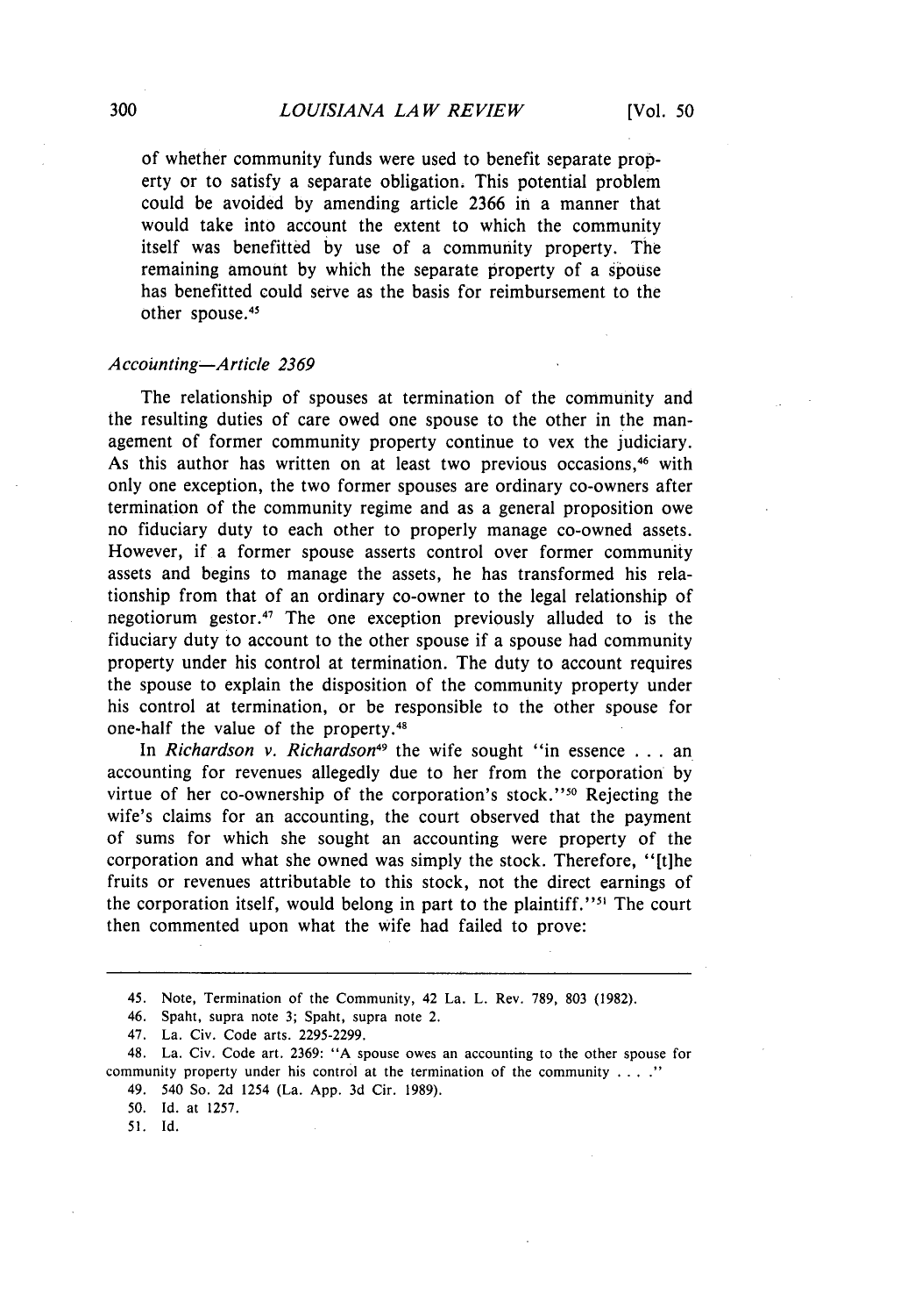of whether community funds were used to benefit separate property or to satisfy a separate obligation. This potential problem could be avoided by amending article 2366 in a manner that would take into account the extent to which the community itself was benefitted by use of a community property. The remaining amount by which the separate property of a spouse has benefitted could serve as the basis for reimbursement to the other spouse.[45]

*Accounting—Article 2369*

The relationship of spouses at termination of the community and the resulting duties of care owed one spouse to the other in the management of former community property continue to vex the judiciary. As this author has written on at least two previous occasions,[46] with only one exception, the two former spouses are ordinary co-owners after termination of the community regime and as a general proposition owe no fiduciary duty to each other to properly manage co-owned assets. However, if a former spouse asserts control over former community assets and begins to manage the assets, he has transformed his relationship from that of an ordinary co-owner to the legal relationship of negotiorum gestor.[47] The one exception previously alluded to is the fiduciary duty to account to the other spouse if a spouse had community property under his control at termination. The duty to account requires the spouse to explain the disposition of the community property under his control at termination, or be responsible to the other spouse for one-half the value of the property.[48]

In *Richardson v. Richardson*[49] the wife sought "in essence . . . an accounting for revenues allegedly due to her from the corporation by virtue of her co-ownership of the corporation's stock."[50] Rejecting the wife's claims for an accounting, the court observed that the payment of sums for which she sought an accounting were property of the corporation and what she owned was simply the stock. Therefore, "[t]he fruits or revenues attributable to this stock, not the direct earnings of the corporation itself, would belong in part to the plaintiff."[51] The court then commented upon what the wife had failed to prove:

---

45. Note, Termination of the Community, 42 La. L. Rev. 789, 803 (1982).

46. Spaht, supra note 3; Spaht, supra note 2.

47. La. Civ. Code arts. 2295-2299.

48. La. Civ. Code art. 2369: "A spouse owes an accounting to the other spouse for community property under his control at the termination of the community . . . ."

49. 540 So. 2d 1254 (La. App. 3d Cir. 1989).

50. Id. at 1257.

51. Id.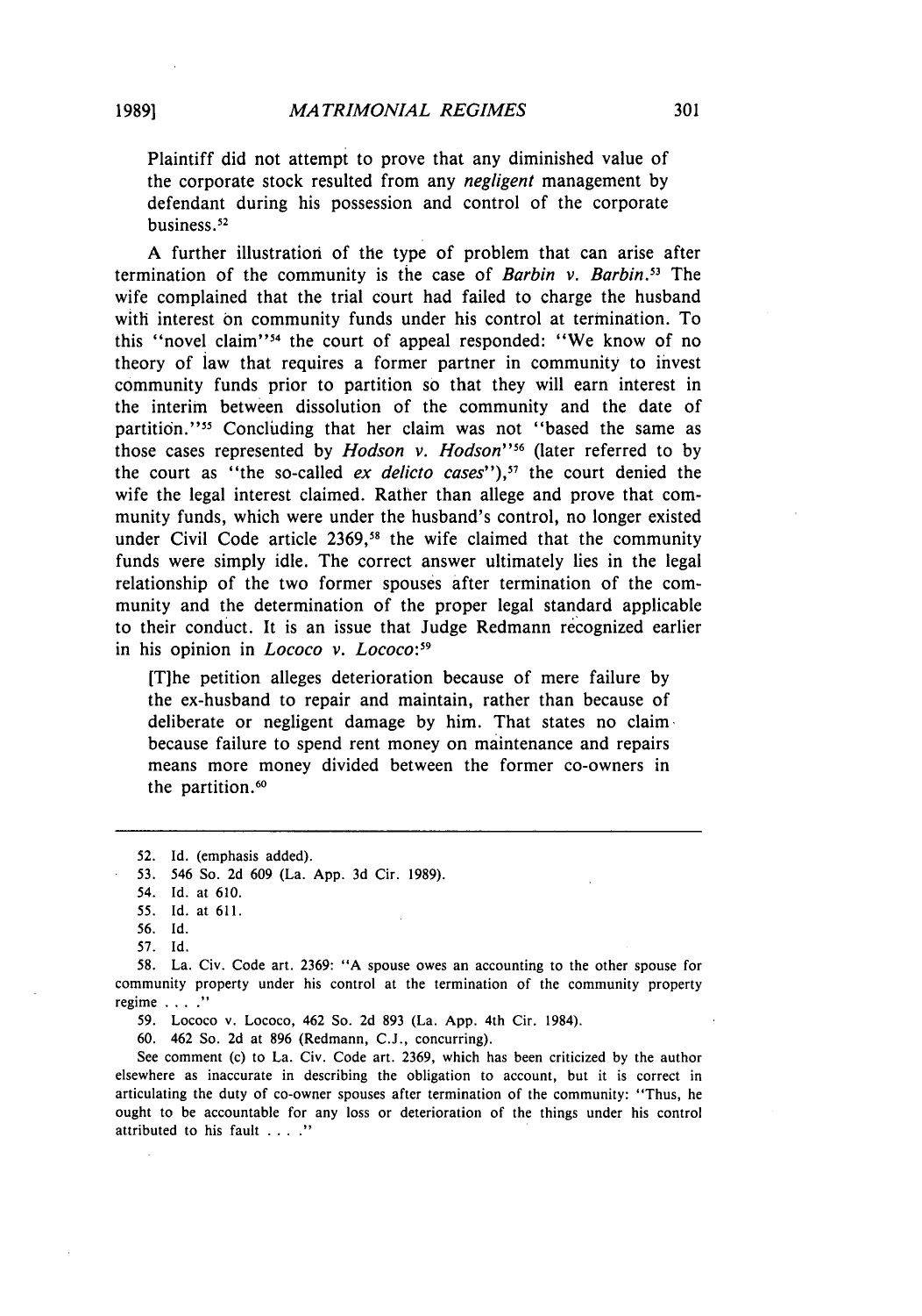> Plaintiff did not attempt to prove that any diminished value of the corporate stock resulted from any *negligent* management by defendant during his possession and control of the corporate business.[52]

A further illustration of the type of problem that can arise after termination of the community is the case of *Barbin v. Barbin*.[53] The wife complained that the trial court had failed to charge the husband with interest on community funds under his control at termination. To this "novel claim"[54] the court of appeal responded: "We know of no theory of law that requires a former partner in community to invest community funds prior to partition so that they will earn interest in the interim between dissolution of the community and the date of partition."[55] Concluding that her claim was not "based the same as those cases represented by *Hodson v. Hodson*"[56] (later referred to by the court as "the so-called *ex delicto cases*"),[57] the court denied the wife the legal interest claimed. Rather than allege and prove that community funds, which were under the husband's control, no longer existed under Civil Code article 2369,[58] the wife claimed that the community funds were simply idle. The correct answer ultimately lies in the legal relationship of the two former spouses after termination of the community and the determination of the proper legal standard applicable to their conduct. It is an issue that Judge Redmann recognized earlier in his opinion in *Lococo v. Lococo*:[59]

> [T]he petition alleges deterioration because of mere failure by the ex-husband to repair and maintain, rather than because of deliberate or negligent damage by him. That states no claim because failure to spend rent money on maintenance and repairs means more money divided between the former co-owners in the partition.[60]

---

52. Id. (emphasis added).
53. 546 So. 2d 609 (La. App. 3d Cir. 1989).
54. Id. at 610.
55. Id. at 611.
56. Id.
57. Id.
58. La. Civ. Code art. 2369: "A spouse owes an accounting to the other spouse for community property under his control at the termination of the community property regime . . . ."
59. Lococo v. Lococo, 462 So. 2d 893 (La. App. 4th Cir. 1984).
60. 462 So. 2d at 896 (Redmann, C.J., concurring).

See comment (c) to La. Civ. Code art. 2369, which has been criticized by the author elsewhere as inaccurate in describing the obligation to account, but it is correct in articulating the duty of co-owner spouses after termination of the community: "Thus, he ought to be accountable for any loss or deterioration of the things under his control attributed to his fault . . . ."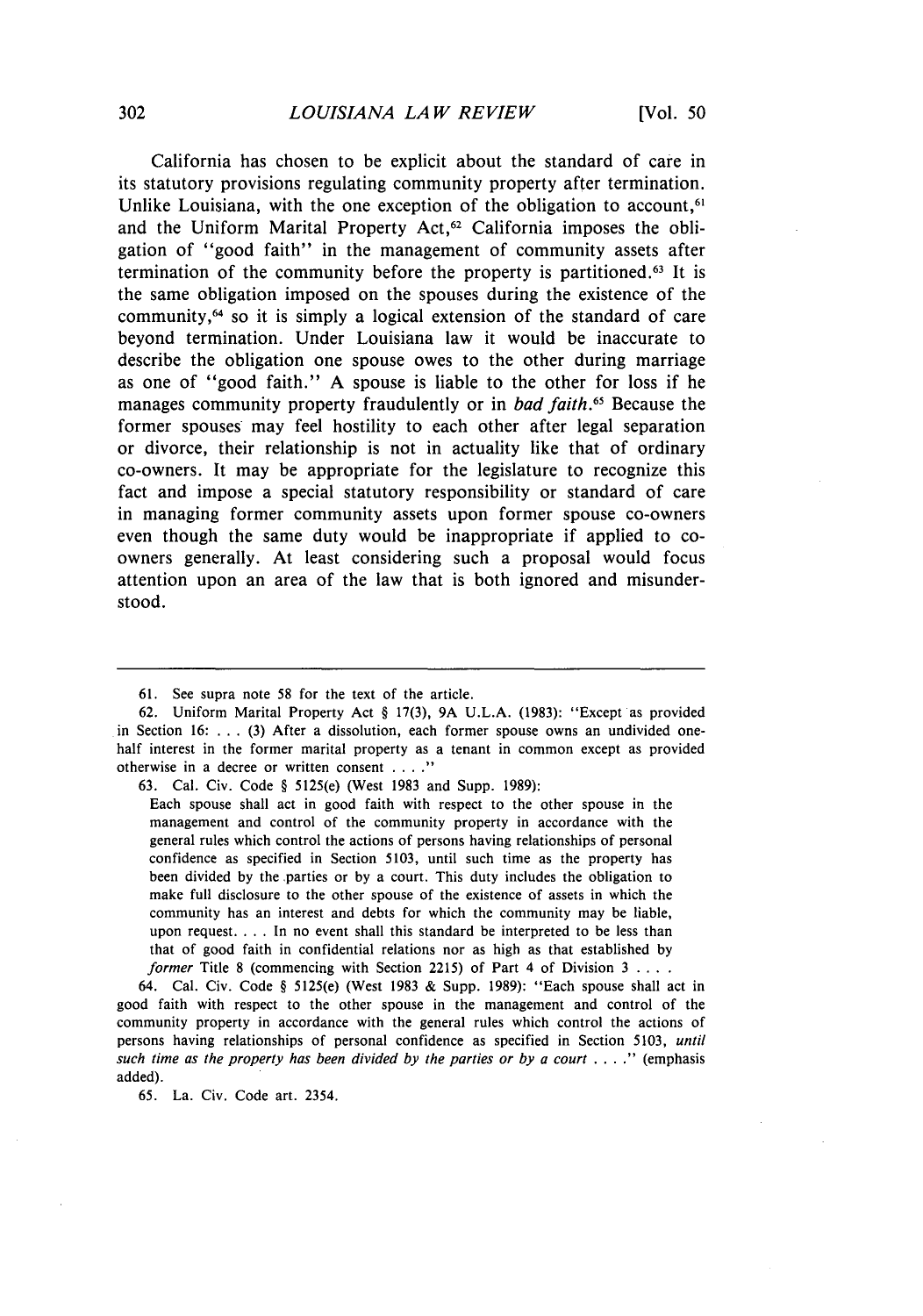California has chosen to be explicit about the standard of care in its statutory provisions regulating community property after termination. Unlike Louisiana, with the one exception of the obligation to account,[61] and the Uniform Marital Property Act,[62] California imposes the obligation of "good faith" in the management of community assets after termination of the community before the property is partitioned.[63] It is the same obligation imposed on the spouses during the existence of the community,[64] so it is simply a logical extension of the standard of care beyond termination. Under Louisiana law it would be inaccurate to describe the obligation one spouse owes to the other during marriage as one of "good faith." A spouse is liable to the other for loss if he manages community property fraudulently or in *bad faith*.[65] Because the former spouses may feel hostility to each other after legal separation or divorce, their relationship is not in actuality like that of ordinary co-owners. It may be appropriate for the legislature to recognize this fact and impose a special statutory responsibility or standard of care in managing former community assets upon former spouse co-owners even though the same duty would be inappropriate if applied to co-owners generally. At least considering such a proposal would focus attention upon an area of the law that is both ignored and misunderstood.

---

61. See supra note 58 for the text of the article.

62. Uniform Marital Property Act § 17(3), 9A U.L.A. (1983): "Except as provided in Section 16: . . . (3) After a dissolution, each former spouse owns an undivided one-half interest in the former marital property as a tenant in common except as provided otherwise in a decree or written consent . . . ."

63. Cal. Civ. Code § 5125(e) (West 1983 and Supp. 1989):

> Each spouse shall act in good faith with respect to the other spouse in the management and control of the community property in accordance with the general rules which control the actions of persons having relationships of personal confidence as specified in Section 5103, until such time as the property has been divided by the parties or by a court. This duty includes the obligation to make full disclosure to the other spouse of the existence of assets in which the community has an interest and debts for which the community may be liable, upon request. . . . In no event shall this standard be interpreted to be less than that of good faith in confidential relations nor as high as that established by *former* Title 8 (commencing with Section 2215) of Part 4 of Division 3 . . . .

64. Cal. Civ. Code § 5125(e) (West 1983 & Supp. 1989): "Each spouse shall act in good faith with respect to the other spouse in the management and control of the community property in accordance with the general rules which control the actions of persons having relationships of personal confidence as specified in Section 5103, *until such time as the property has been divided by the parties or by a court* . . . ." (emphasis added).

65. La. Civ. Code art. 2354.